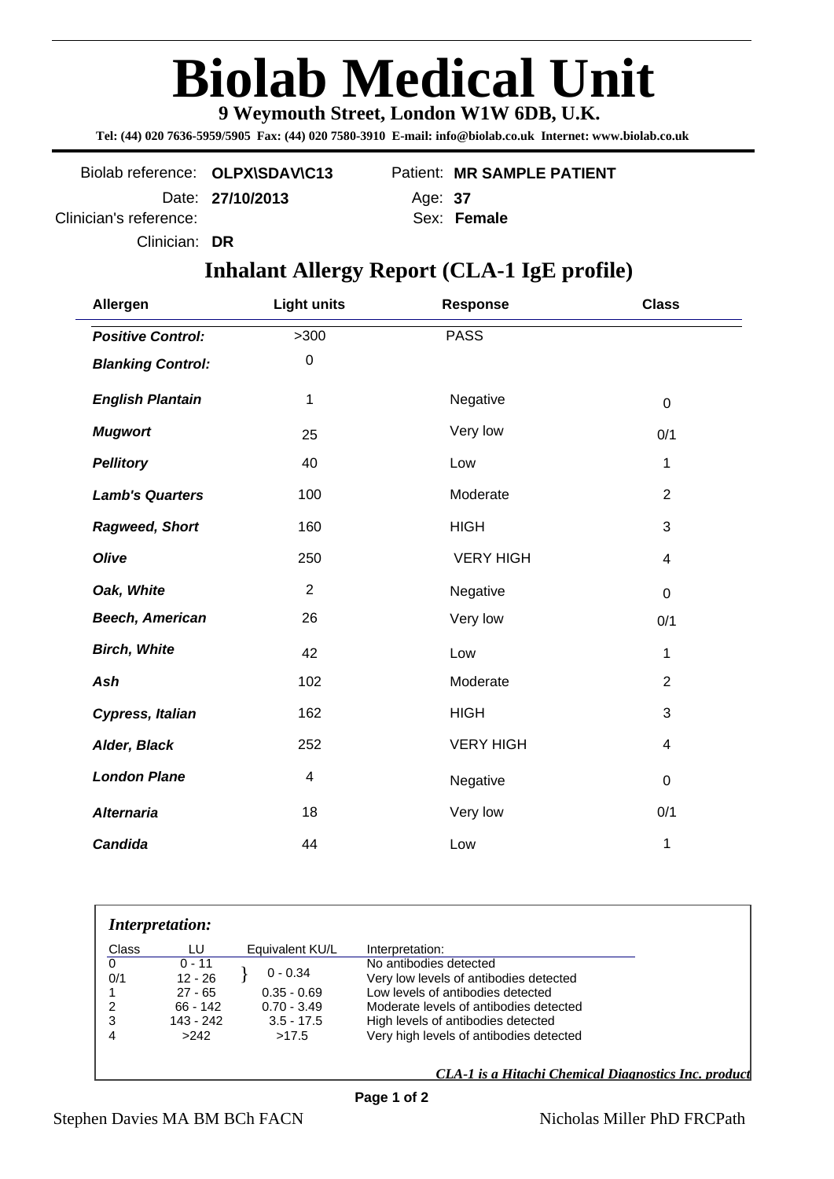# Biolab Medical Unit

**9 Weymouth Street, London W1W 6DB, U.K.**

**Tel: (44) 020 7636-5959/5905 Fax: (44) 020 7580-3910 E-mail: info@biolab.co.uk Internet: www.biolab.co.uk**

Biolab reference: **OLPX\SDAV\C13**
Date: **27/10/2013**
Clinician's reference:
Clinician: **DR**

Patient: **MR SAMPLE PATIENT**
Age: **37**
Sex: **Female**

## Inhalant Allergy Report (CLA-1 IgE profile)

| Allergen | Light units | Response | Class |
|---|---|---|---|
| ***Positive Control:*** | >300 | PASS | |
| ***Blanking Control:*** | 0 | | |
| ***English Plantain*** | 1 | Negative | 0 |
| ***Mugwort*** | 25 | Very low | 0/1 |
| ***Pellitory*** | 40 | Low | 1 |
| ***Lamb's Quarters*** | 100 | Moderate | 2 |
| ***Ragweed, Short*** | 160 | HIGH | 3 |
| ***Olive*** | 250 | VERY HIGH | 4 |
| ***Oak, White*** | 2 | Negative | 0 |
| ***Beech, American*** | 26 | Very low | 0/1 |
| ***Birch, White*** | 42 | Low | 1 |
| ***Ash*** | 102 | Moderate | 2 |
| ***Cypress, Italian*** | 162 | HIGH | 3 |
| ***Alder, Black*** | 252 | VERY HIGH | 4 |
| ***London Plane*** | 4 | Negative | 0 |
| ***Alternaria*** | 18 | Very low | 0/1 |
| ***Candida*** | 44 | Low | 1 |

***Interpretation:***

| Class | LU | Equivalent KU/L | Interpretation: |
|---|---|---|---|
| 0 | 0 - 11 | 0 - 0.34 | No antibodies detected |
| 0/1 | 12 - 26 | | Very low levels of antibodies detected |
| 1 | 27 - 65 | 0.35 - 0.69 | Low levels of antibodies detected |
| 2 | 66 - 142 | 0.70 - 3.49 | Moderate levels of antibodies detected |
| 3 | 143 - 242 | 3.5 - 17.5 | High levels of antibodies detected |
| 4 | >242 | >17.5 | Very high levels of antibodies detected |

***CLA-1 is a Hitachi Chemical Diagnostics Inc. product***

Stephen Davies MA BM BCh FACN

Nicholas Miller PhD FRCPath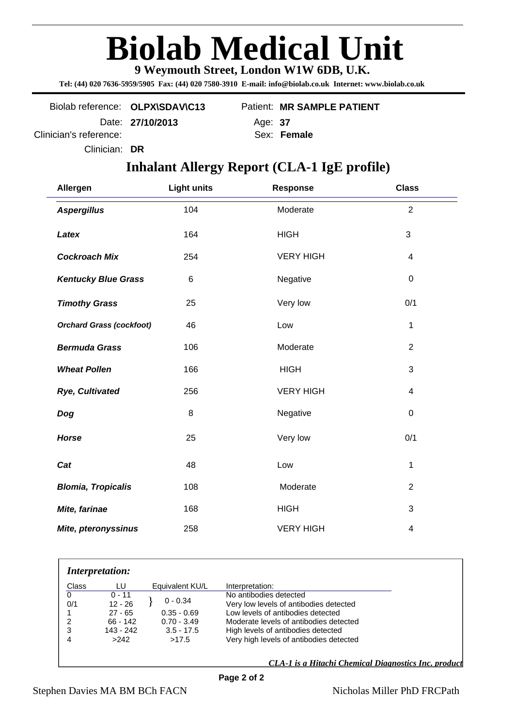# Biolab Medical Unit

**9 Weymouth Street, London W1W 6DB, U.K.**

**Tel: (44) 020 7636-5959/5905 Fax: (44) 020 7580-3910 E-mail: info@biolab.co.uk Internet: www.biolab.co.uk**

Biolab reference: **OLPX\SDAV\C13**
Date: **27/10/2013**
Clinician's reference:
Clinician: **DR**

Patient: **MR SAMPLE PATIENT**
Age: **37**
Sex: **Female**

## Inhalant Allergy Report (CLA-1 IgE profile)

| Allergen | Light units | Response | Class |
|---|---|---|---|
| ***Aspergillus*** | 104 | Moderate | 2 |
| ***Latex*** | 164 | HIGH | 3 |
| ***Cockroach Mix*** | 254 | VERY HIGH | 4 |
| ***Kentucky Blue Grass*** | 6 | Negative | 0 |
| ***Timothy Grass*** | 25 | Very low | 0/1 |
| ***Orchard Grass (cockfoot)*** | 46 | Low | 1 |
| ***Bermuda Grass*** | 106 | Moderate | 2 |
| ***Wheat Pollen*** | 166 | HIGH | 3 |
| ***Rye, Cultivated*** | 256 | VERY HIGH | 4 |
| ***Dog*** | 8 | Negative | 0 |
| ***Horse*** | 25 | Very low | 0/1 |
| ***Cat*** | 48 | Low | 1 |
| ***Blomia, Tropicalis*** | 108 | Moderate | 2 |
| ***Mite, farinae*** | 168 | HIGH | 3 |
| ***Mite, pteronyssinus*** | 258 | VERY HIGH | 4 |

### *Interpretation:*

| Class | LU | Equivalent KU/L | Interpretation: |
|---|---|---|---|
| 0 | 0 - 11 | 0 - 0.34 | No antibodies detected |
| 0/1 | 12 - 26 | | Very low levels of antibodies detected |
| 1 | 27 - 65 | 0.35 - 0.69 | Low levels of antibodies detected |
| 2 | 66 - 142 | 0.70 - 3.49 | Moderate levels of antibodies detected |
| 3 | 143 - 242 | 3.5 - 17.5 | High levels of antibodies detected |
| 4 | >242 | >17.5 | Very high levels of antibodies detected |

*CLA-1 is a Hitachi Chemical Diagnostics Inc. product*

Stephen Davies MA BM BCh FACN

Nicholas Miller PhD FRCPath